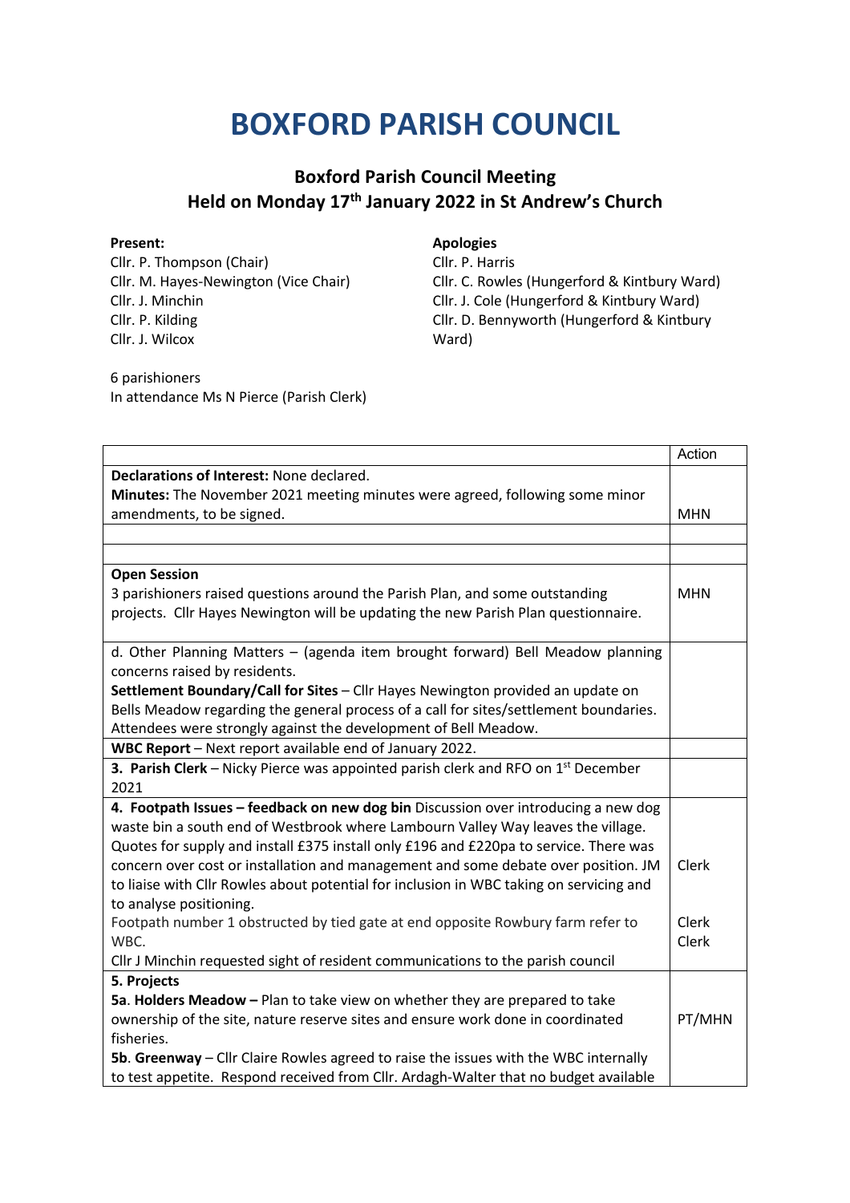# BOXFORD PARISH COUNCIL

## Boxford Parish Council Meeting
## Held on Monday 17th January 2022 in St Andrew's Church

**Present:**
Cllr. P. Thompson (Chair)
Cllr. M. Hayes-Newington (Vice Chair)
Cllr. J. Minchin
Cllr. P. Kilding
Cllr. J. Wilcox

**Apologies**
Cllr. P. Harris
Cllr. C. Rowles (Hungerford & Kintbury Ward)
Cllr. J. Cole (Hungerford & Kintbury Ward)
Cllr. D. Bennyworth (Hungerford & Kintbury Ward)

6 parishioners
In attendance Ms N Pierce (Parish Clerk)

| | Action |
|---|---|
| **Declarations of Interest:** None declared.<br>**Minutes:** The November 2021 meeting minutes were agreed, following some minor amendments, to be signed. | MHN |
| | |
| | |
| **Open Session**<br>3 parishioners raised questions around the Parish Plan, and some outstanding projects. Cllr Hayes Newington will be updating the new Parish Plan questionnaire. | MHN |
| d. Other Planning Matters – (agenda item brought forward) Bell Meadow planning concerns raised by residents.<br>**Settlement Boundary/Call for Sites** – Cllr Hayes Newington provided an update on Bells Meadow regarding the general process of a call for sites/settlement boundaries. Attendees were strongly against the development of Bell Meadow. | |
| **WBC Report** – Next report available end of January 2022. | |
| **3. Parish Clerk** – Nicky Pierce was appointed parish clerk and RFO on 1st December 2021 | |
| **4. Footpath Issues – feedback on new dog bin** Discussion over introducing a new dog waste bin a south end of Westbrook where Lambourn Valley Way leaves the village. Quotes for supply and install £375 install only £196 and £220pa to service. There was concern over cost or installation and management and some debate over position. JM to liaise with Cllr Rowles about potential for inclusion in WBC taking on servicing and to analyse positioning.<br>Footpath number 1 obstructed by tied gate at end opposite Rowbury farm refer to WBC.<br>Cllr J Minchin requested sight of resident communications to the parish council | Clerk<br><br>Clerk<br>Clerk |
| **5. Projects**<br>**5a**. **Holders Meadow –** Plan to take view on whether they are prepared to take ownership of the site, nature reserve sites and ensure work done in coordinated fisheries.<br>**5b**. **Greenway** – Cllr Claire Rowles agreed to raise the issues with the WBC internally to test appetite. Respond received from Cllr. Ardagh-Walter that no budget available | PT/MHN |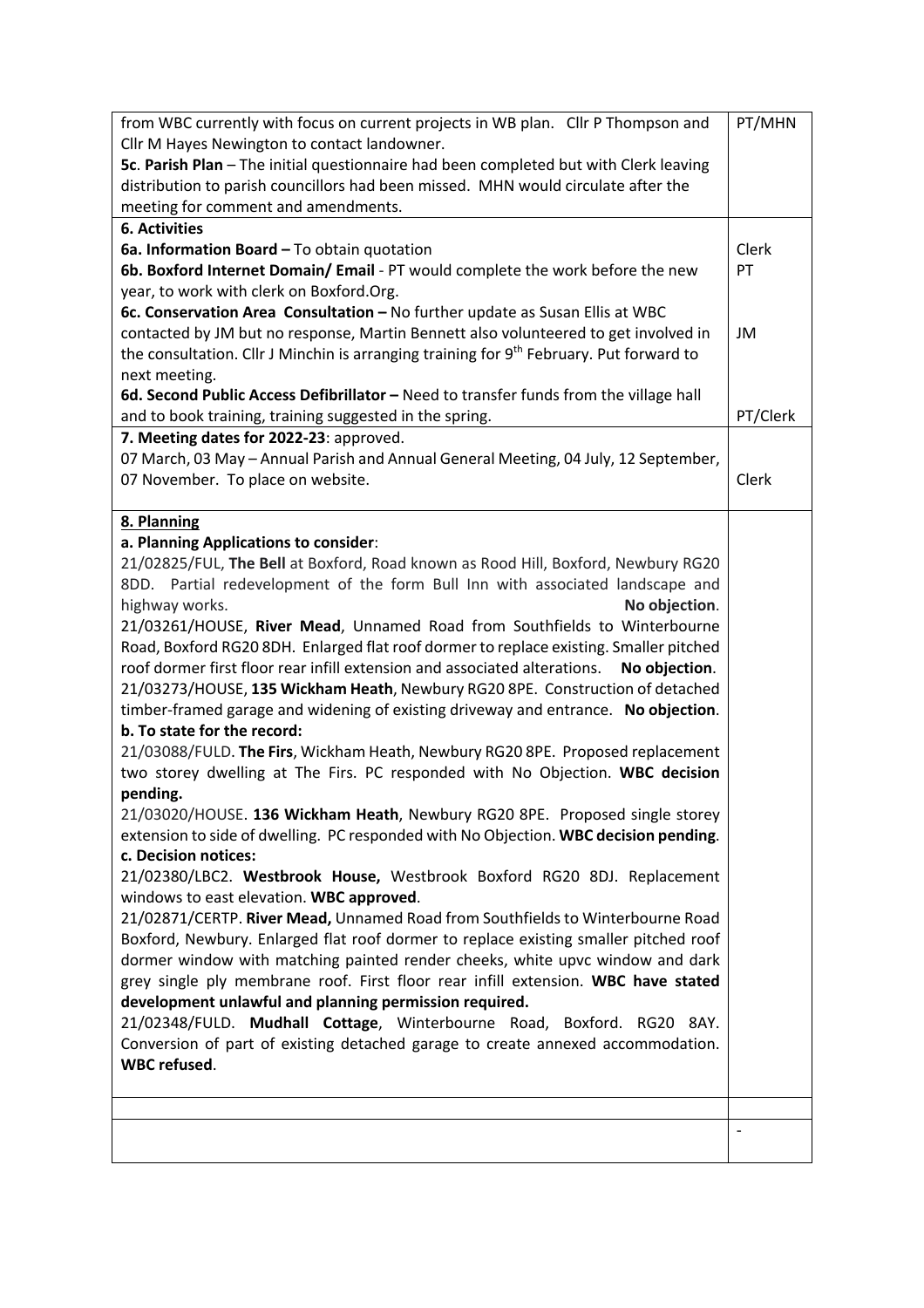| | |
|---|---|
| from WBC currently with focus on current projects in WB plan. Cllr P Thompson and Cllr M Hayes Newington to contact landowner.<br>**5c**. **Parish Plan** – The initial questionnaire had been completed but with Clerk leaving distribution to parish councillors had been missed. MHN would circulate after the meeting for comment and amendments. | PT/MHN |
| **6. Activities**<br>**6a. Information Board –** To obtain quotation<br>**6b. Boxford Internet Domain/ Email** - PT would complete the work before the new year, to work with clerk on Boxford.Org.<br>**6c. Conservation Area Consultation –** No further update as Susan Ellis at WBC contacted by JM but no response, Martin Bennett also volunteered to get involved in the consultation. Cllr J Minchin is arranging training for 9th February. Put forward to next meeting.<br>**6d. Second Public Access Defibrillator –** Need to transfer funds from the village hall and to book training, training suggested in the spring. | Clerk<br>PT<br><br>JM<br><br>PT/Clerk |
| **7. Meeting dates for 2022-23**: approved.<br>07 March, 03 May – Annual Parish and Annual General Meeting, 04 July, 12 September, 07 November. To place on website. | Clerk |
| **8. Planning**<br>**a. Planning Applications to consider**:<br>21/02825/FUL, **The Bell** at Boxford, Road known as Rood Hill, Boxford, Newbury RG20 8DD. Partial redevelopment of the form Bull Inn with associated landscape and highway works. **No objection**.<br>21/03261/HOUSE, **River Mead**, Unnamed Road from Southfields to Winterbourne Road, Boxford RG20 8DH. Enlarged flat roof dormer to replace existing. Smaller pitched roof dormer first floor rear infill extension and associated alterations. **No objection**.<br>21/03273/HOUSE, **135 Wickham Heath**, Newbury RG20 8PE. Construction of detached timber-framed garage and widening of existing driveway and entrance. **No objection**.<br>**b. To state for the record:**<br>21/03088/FULD. **The Firs**, Wickham Heath, Newbury RG20 8PE. Proposed replacement two storey dwelling at The Firs. PC responded with No Objection. **WBC decision pending.**<br>21/03020/HOUSE. **136 Wickham Heath**, Newbury RG20 8PE. Proposed single storey extension to side of dwelling. PC responded with No Objection. **WBC decision pending**.<br>**c. Decision notices:**<br>21/02380/LBC2. **Westbrook House,** Westbrook Boxford RG20 8DJ. Replacement windows to east elevation. **WBC approved**.<br>21/02871/CERTP. **River Mead,** Unnamed Road from Southfields to Winterbourne Road Boxford, Newbury. Enlarged flat roof dormer to replace existing smaller pitched roof dormer window with matching painted render cheeks, white upvc window and dark grey single ply membrane roof. First floor rear infill extension. **WBC have stated development unlawful and planning permission required.**<br>21/02348/FULD. **Mudhall Cottage**, Winterbourne Road, Boxford. RG20 8AY. Conversion of part of existing detached garage to create annexed accommodation. **WBC refused**. | |
| | |
| | - |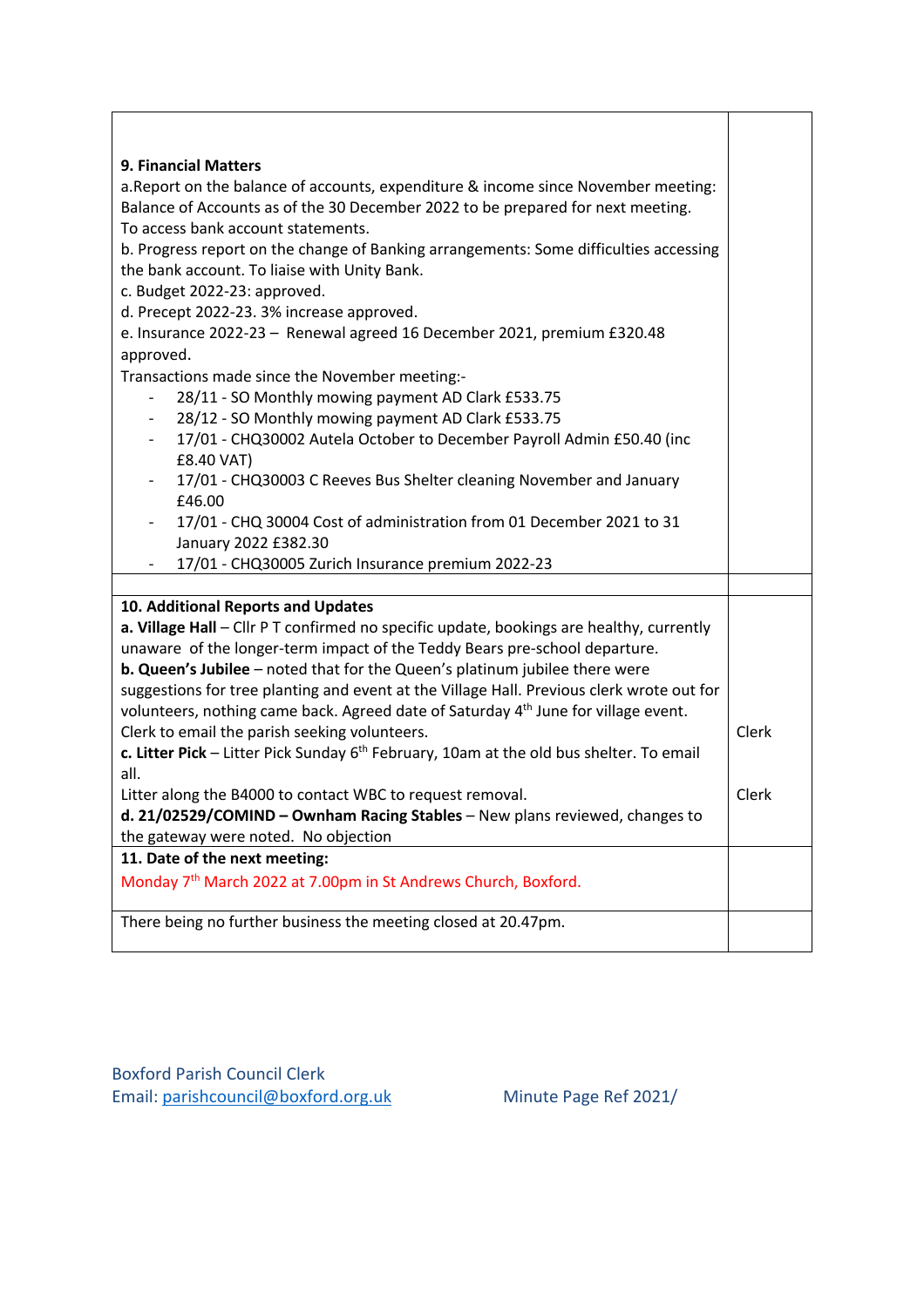| | |
|---|---|
| **9. Financial Matters**<br>a.Report on the balance of accounts, expenditure & income since November meeting: Balance of Accounts as of the 30 December 2022 to be prepared for next meeting. To access bank account statements.<br>b. Progress report on the change of Banking arrangements: Some difficulties accessing the bank account. To liaise with Unity Bank.<br>c. Budget 2022-23: approved.<br>d. Precept 2022-23. 3% increase approved.<br>e. Insurance 2022-23 – Renewal agreed 16 December 2021, premium £320.48 approved.<br>Transactions made since the November meeting:-<br>- 28/11 - SO Monthly mowing payment AD Clark £533.75<br>- 28/12 - SO Monthly mowing payment AD Clark £533.75<br>- 17/01 - CHQ30002 Autela October to December Payroll Admin £50.40 (inc £8.40 VAT)<br>- 17/01 - CHQ30003 C Reeves Bus Shelter cleaning November and January £46.00<br>- 17/01 - CHQ 30004 Cost of administration from 01 December 2021 to 31 January 2022 £382.30<br>- 17/01 - CHQ30005 Zurich Insurance premium 2022-23 | |
| | |
| **10. Additional Reports and Updates**<br>**a. Village Hall** – Cllr P T confirmed no specific update, bookings are healthy, currently unaware of the longer-term impact of the Teddy Bears pre-school departure.<br>**b. Queen's Jubilee** – noted that for the Queen's platinum jubilee there were suggestions for tree planting and event at the Village Hall. Previous clerk wrote out for volunteers, nothing came back. Agreed date of Saturday 4th June for village event. Clerk to email the parish seeking volunteers.<br>**c. Litter Pick** – Litter Pick Sunday 6th February, 10am at the old bus shelter. To email all.<br>Litter along the B4000 to contact WBC to request removal.<br>**d. 21/02529/COMIND – Ownham Racing Stables** – New plans reviewed, changes to the gateway were noted. No objection | Clerk<br><br>Clerk |
| **11. Date of the next meeting:**<br>Monday 7th March 2022 at 7.00pm in St Andrews Church, Boxford. | |
| There being no further business the meeting closed at 20.47pm. | |

Boxford Parish Council Clerk
Email: parishcouncil@boxford.org.uk

Minute Page Ref 2021/